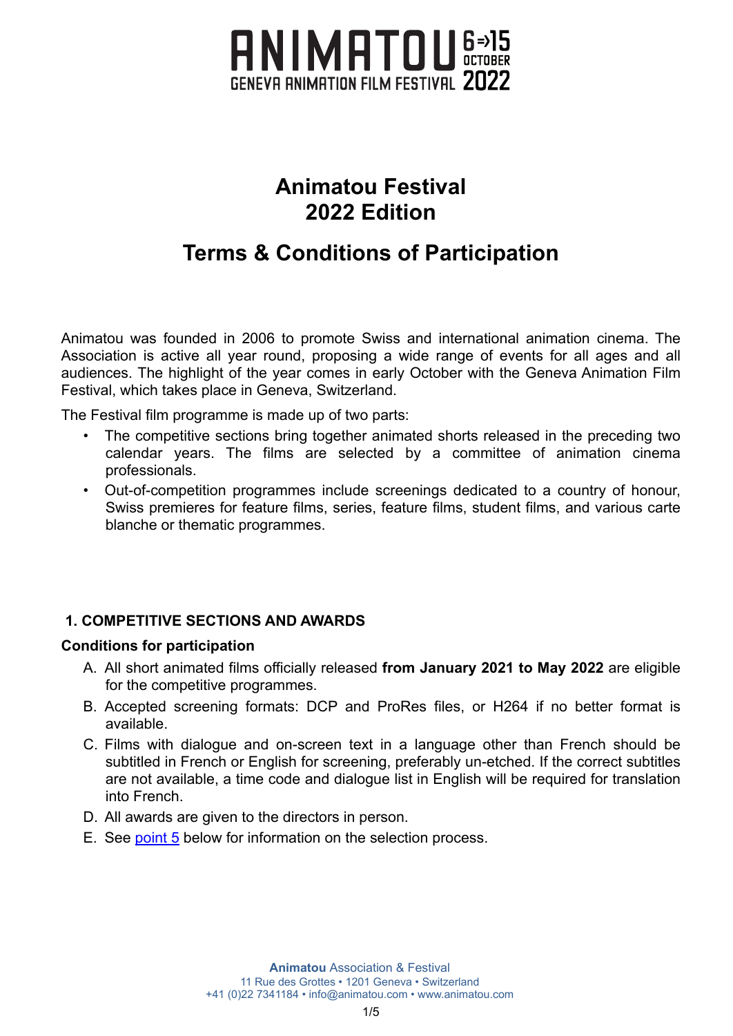ANIMATOU GENEVA ANIMATION FILM FESTIVAL 6⇒15 OCTOBER 2022

# Animatou Festival
# 2022 Edition

# Terms & Conditions of Participation

Animatou was founded in 2006 to promote Swiss and international animation cinema. The Association is active all year round, proposing a wide range of events for all ages and all audiences. The highlight of the year comes in early October with the Geneva Animation Film Festival, which takes place in Geneva, Switzerland.

The Festival film programme is made up of two parts:

- The competitive sections bring together animated shorts released in the preceding two calendar years. The films are selected by a committee of animation cinema professionals.
- Out-of-competition programmes include screenings dedicated to a country of honour, Swiss premieres for feature films, series, feature films, student films, and various carte blanche or thematic programmes.

## 1. COMPETITIVE SECTIONS AND AWARDS

### Conditions for participation

A. All short animated films officially released **from January 2021 to May 2022** are eligible for the competitive programmes.

B. Accepted screening formats: DCP and ProRes files, or H264 if no better format is available.

C. Films with dialogue and on-screen text in a language other than French should be subtitled in French or English for screening, preferably un-etched. If the correct subtitles are not available, a time code and dialogue list in English will be required for translation into French.

D. All awards are given to the directors in person.

E. See point 5 below for information on the selection process.

**Animatou** Association & Festival
11 Rue des Grottes • 1201 Geneva • Switzerland
+41 (0)22 7341184 • info@animatou.com • www.animatou.com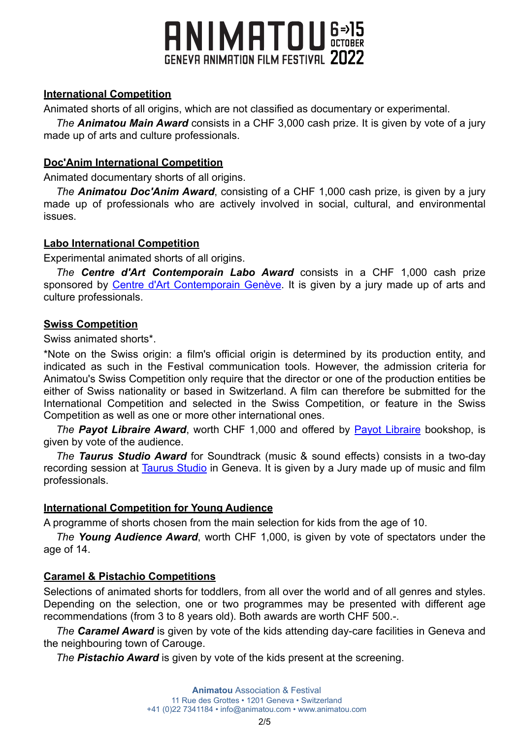## International Competition

Animated shorts of all origins, which are not classified as documentary or experimental.

*The* ***Animatou Main Award*** consists in a CHF 3,000 cash prize. It is given by vote of a jury made up of arts and culture professionals.

## Doc'Anim International Competition

Animated documentary shorts of all origins.

*The* ***Animatou Doc'Anim Award***, consisting of a CHF 1,000 cash prize, is given by a jury made up of professionals who are actively involved in social, cultural, and environmental issues.

## Labo International Competition

Experimental animated shorts of all origins.

*The* ***Centre d'Art Contemporain Labo Award*** consists in a CHF 1,000 cash prize sponsored by Centre d'Art Contemporain Genève. It is given by a jury made up of arts and culture professionals.

## Swiss Competition

Swiss animated shorts*.

*Note on the Swiss origin: a film's official origin is determined by its production entity, and indicated as such in the Festival communication tools. However, the admission criteria for Animatou's Swiss Competition only require that the director or one of the production entities be either of Swiss nationality or based in Switzerland. A film can therefore be submitted for the International Competition and selected in the Swiss Competition, or feature in the Swiss Competition as well as one or more other international ones.

*The* ***Payot Libraire Award***, worth CHF 1,000 and offered by Payot Libraire bookshop, is given by vote of the audience.

*The* ***Taurus Studio Award*** for Soundtrack (music & sound effects) consists in a two-day recording session at Taurus Studio in Geneva. It is given by a Jury made up of music and film professionals.

## International Competition for Young Audience

A programme of shorts chosen from the main selection for kids from the age of 10.

*The* ***Young Audience Award***, worth CHF 1,000, is given by vote of spectators under the age of 14.

## Caramel & Pistachio Competitions

Selections of animated shorts for toddlers, from all over the world and of all genres and styles. Depending on the selection, one or two programmes may be presented with different age recommendations (from 3 to 8 years old). Both awards are worth CHF 500.-.

*The* ***Caramel Award*** is given by vote of the kids attending day-care facilities in Geneva and the neighbouring town of Carouge.

*The* ***Pistachio Award*** is given by vote of the kids present at the screening.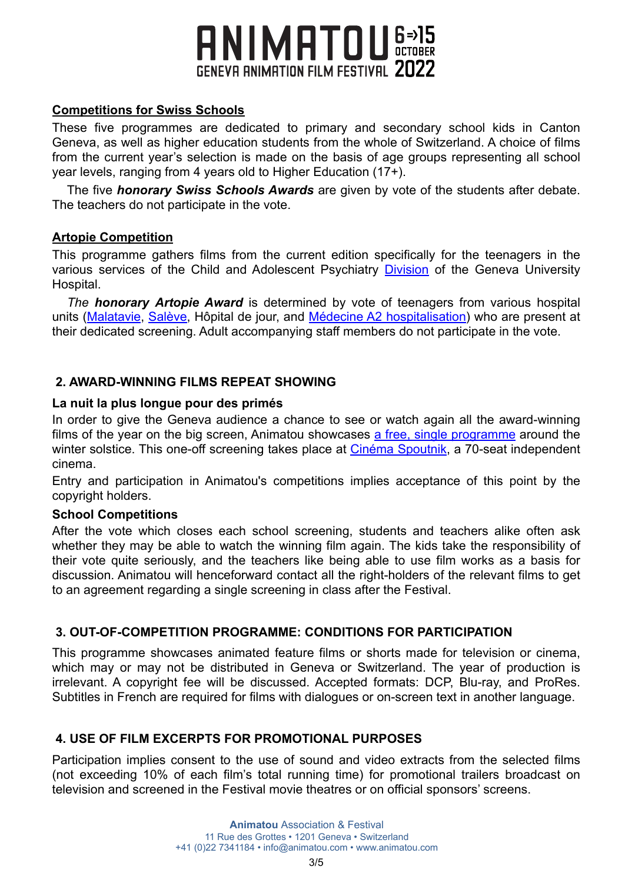**Competitions for Swiss Schools**

These five programmes are dedicated to primary and secondary school kids in Canton Geneva, as well as higher education students from the whole of Switzerland. A choice of films from the current year's selection is made on the basis of age groups representing all school year levels, ranging from 4 years old to Higher Education (17+).

The five ***honorary Swiss Schools Awards*** are given by vote of the students after debate. The teachers do not participate in the vote.

**Artopie Competition**

This programme gathers films from the current edition specifically for the teenagers in the various services of the Child and Adolescent Psychiatry [Division](#) of the Geneva University Hospital.

*The* ***honorary Artopie Award*** is determined by vote of teenagers from various hospital units ([Malatavie](#), [Salève](#), Hôpital de jour, and [Médecine A2 hospitalisation](#)) who are present at their dedicated screening. Adult accompanying staff members do not participate in the vote.

## 2. AWARD-WINNING FILMS REPEAT SHOWING

**La nuit la plus longue pour des primés**

In order to give the Geneva audience a chance to see or watch again all the award-winning films of the year on the big screen, Animatou showcases [a free, single programme](#) around the winter solstice. This one-off screening takes place at [Cinéma Spoutnik](#), a 70-seat independent cinema.

Entry and participation in Animatou's competitions implies acceptance of this point by the copyright holders.

**School Competitions**

After the vote which closes each school screening, students and teachers alike often ask whether they may be able to watch the winning film again. The kids take the responsibility of their vote quite seriously, and the teachers like being able to use film works as a basis for discussion. Animatou will henceforward contact all the right-holders of the relevant films to get to an agreement regarding a single screening in class after the Festival.

## 3. OUT-OF-COMPETITION PROGRAMME: CONDITIONS FOR PARTICIPATION

This programme showcases animated feature films or shorts made for television or cinema, which may or may not be distributed in Geneva or Switzerland. The year of production is irrelevant. A copyright fee will be discussed. Accepted formats: DCP, Blu-ray, and ProRes. Subtitles in French are required for films with dialogues or on-screen text in another language.

## 4. USE OF FILM EXCERPTS FOR PROMOTIONAL PURPOSES

Participation implies consent to the use of sound and video extracts from the selected films (not exceeding 10% of each film's total running time) for promotional trailers broadcast on television and screened in the Festival movie theatres or on official sponsors' screens.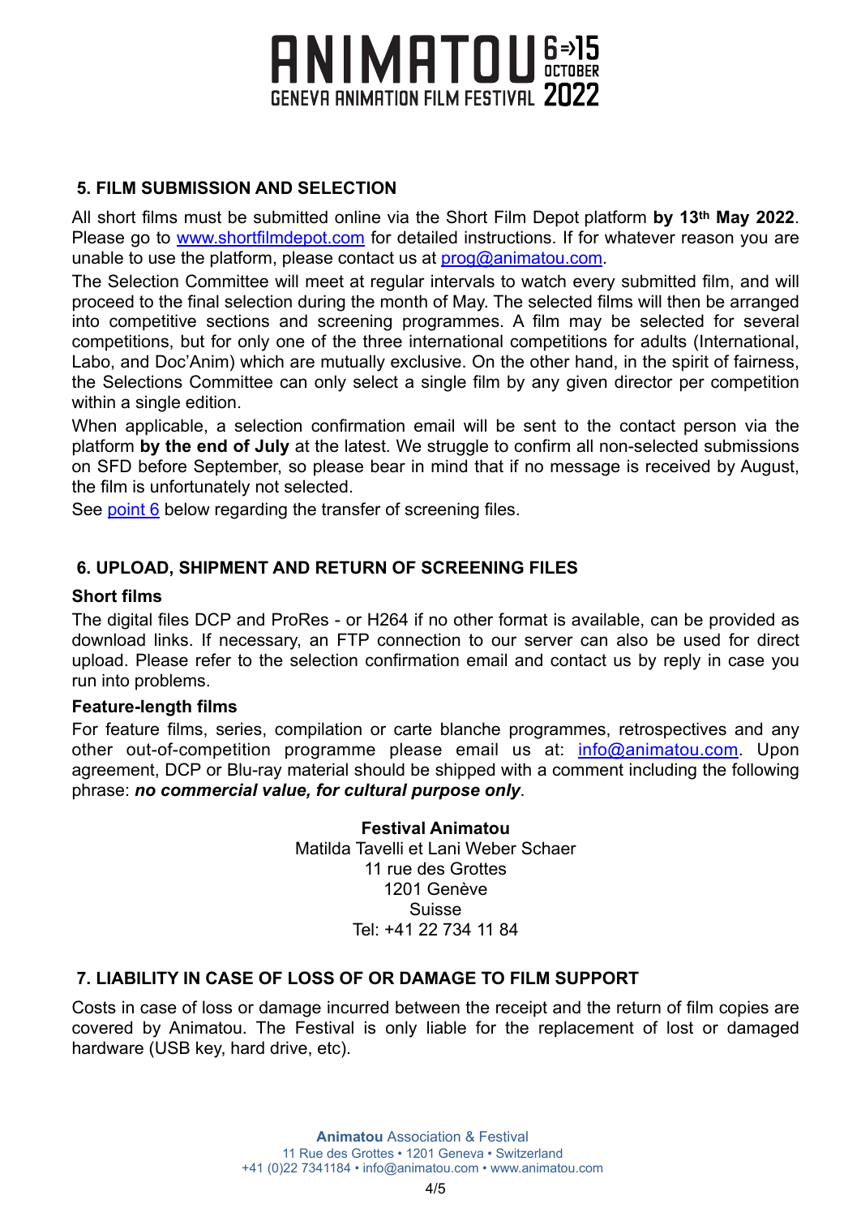## 5. FILM SUBMISSION AND SELECTION

All short films must be submitted online via the Short Film Depot platform **by 13th May 2022**. Please go to [www.shortfilmdepot.com](http://www.shortfilmdepot.com) for detailed instructions. If for whatever reason you are unable to use the platform, please contact us at [prog@animatou.com](mailto:prog@animatou.com).

The Selection Committee will meet at regular intervals to watch every submitted film, and will proceed to the final selection during the month of May. The selected films will then be arranged into competitive sections and screening programmes. A film may be selected for several competitions, but for only one of the three international competitions for adults (International, Labo, and Doc'Anim) which are mutually exclusive. On the other hand, in the spirit of fairness, the Selections Committee can only select a single film by any given director per competition within a single edition.

When applicable, a selection confirmation email will be sent to the contact person via the platform **by the end of July** at the latest. We struggle to confirm all non-selected submissions on SFD before September, so please bear in mind that if no message is received by August, the film is unfortunately not selected.

See point 6 below regarding the transfer of screening files.

## 6. UPLOAD, SHIPMENT AND RETURN OF SCREENING FILES

### Short films

The digital files DCP and ProRes - or H264 if no other format is available, can be provided as download links. If necessary, an FTP connection to our server can also be used for direct upload. Please refer to the selection confirmation email and contact us by reply in case you run into problems.

### Feature-length films

For feature films, series, compilation or carte blanche programmes, retrospectives and any other out-of-competition programme please email us at: [info@animatou.com](mailto:info@animatou.com). Upon agreement, DCP or Blu-ray material should be shipped with a comment including the following phrase: ***no commercial value, for cultural purpose only***.

**Festival Animatou**
Matilda Tavelli et Lani Weber Schaer
11 rue des Grottes
1201 Genève
Suisse
Tel: +41 22 734 11 84

## 7. LIABILITY IN CASE OF LOSS OF OR DAMAGE TO FILM SUPPORT

Costs in case of loss or damage incurred between the receipt and the return of film copies are covered by Animatou. The Festival is only liable for the replacement of lost or damaged hardware (USB key, hard drive, etc).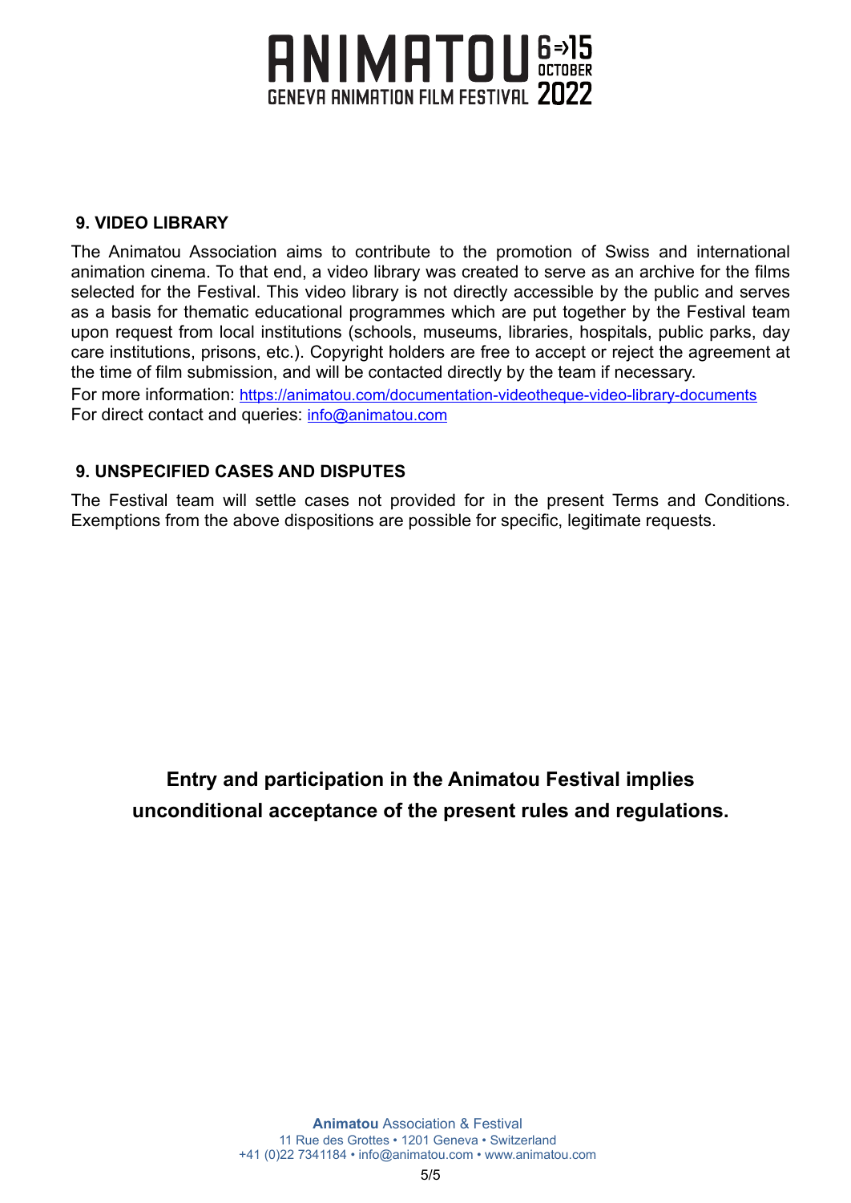## 9. VIDEO LIBRARY

The Animatou Association aims to contribute to the promotion of Swiss and international animation cinema. To that end, a video library was created to serve as an archive for the films selected for the Festival. This video library is not directly accessible by the public and serves as a basis for thematic educational programmes which are put together by the Festival team upon request from local institutions (schools, museums, libraries, hospitals, public parks, day care institutions, prisons, etc.). Copyright holders are free to accept or reject the agreement at the time of film submission, and will be contacted directly by the team if necessary.

For more information: https://animatou.com/documentation-videotheque-video-library-documents
For direct contact and queries: info@animatou.com

## 9. UNSPECIFIED CASES AND DISPUTES

The Festival team will settle cases not provided for in the present Terms and Conditions. Exemptions from the above dispositions are possible for specific, legitimate requests.

**Entry and participation in the Animatou Festival implies unconditional acceptance of the present rules and regulations.**